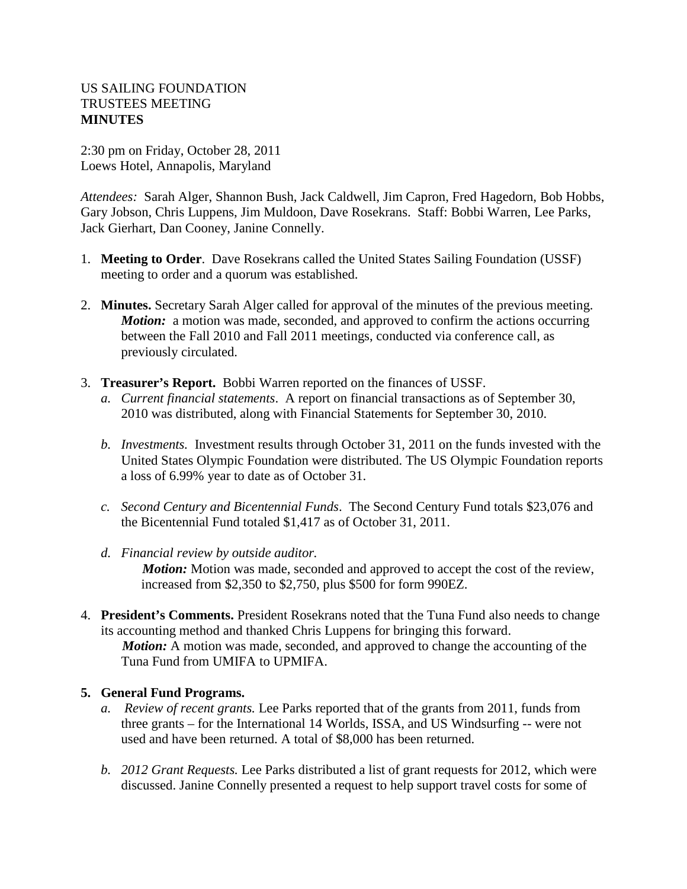US SAILING FOUNDATION
TRUSTEES MEETING
**MINUTES**

2:30 pm on Friday, October 28, 2011
Loews Hotel, Annapolis, Maryland

*Attendees:* Sarah Alger, Shannon Bush, Jack Caldwell, Jim Capron, Fred Hagedorn, Bob Hobbs, Gary Jobson, Chris Luppens, Jim Muldoon, Dave Rosekrans. Staff: Bobbi Warren, Lee Parks, Jack Gierhart, Dan Cooney, Janine Connelly.

1. **Meeting to Order**. Dave Rosekrans called the United States Sailing Foundation (USSF) meeting to order and a quorum was established.

2. **Minutes.** Secretary Sarah Alger called for approval of the minutes of the previous meeting.
   ***Motion:*** a motion was made, seconded, and approved to confirm the actions occurring between the Fall 2010 and Fall 2011 meetings, conducted via conference call, as previously circulated.

3. **Treasurer's Report.** Bobbi Warren reported on the finances of USSF.
   a. *Current financial statements*. A report on financial transactions as of September 30, 2010 was distributed, along with Financial Statements for September 30, 2010.

   b. *Investments.* Investment results through October 31, 2011 on the funds invested with the United States Olympic Foundation were distributed. The US Olympic Foundation reports a loss of 6.99% year to date as of October 31.

   c. *Second Century and Bicentennial Funds*. The Second Century Fund totals $23,076 and the Bicentennial Fund totaled $1,417 as of October 31, 2011.

   d. *Financial review by outside auditor.*
      ***Motion:*** Motion was made, seconded and approved to accept the cost of the review, increased from $2,350 to $2,750, plus $500 for form 990EZ.

4. **President's Comments.** President Rosekrans noted that the Tuna Fund also needs to change its accounting method and thanked Chris Luppens for bringing this forward.
   ***Motion:*** A motion was made, seconded, and approved to change the accounting of the Tuna Fund from UMIFA to UPMIFA.

5. **General Fund Programs.**
   a. *Review of recent grants.* Lee Parks reported that of the grants from 2011, funds from three grants – for the International 14 Worlds, ISSA, and US Windsurfing -- were not used and have been returned. A total of $8,000 has been returned.

   b. *2012 Grant Requests.* Lee Parks distributed a list of grant requests for 2012, which were discussed. Janine Connelly presented a request to help support travel costs for some of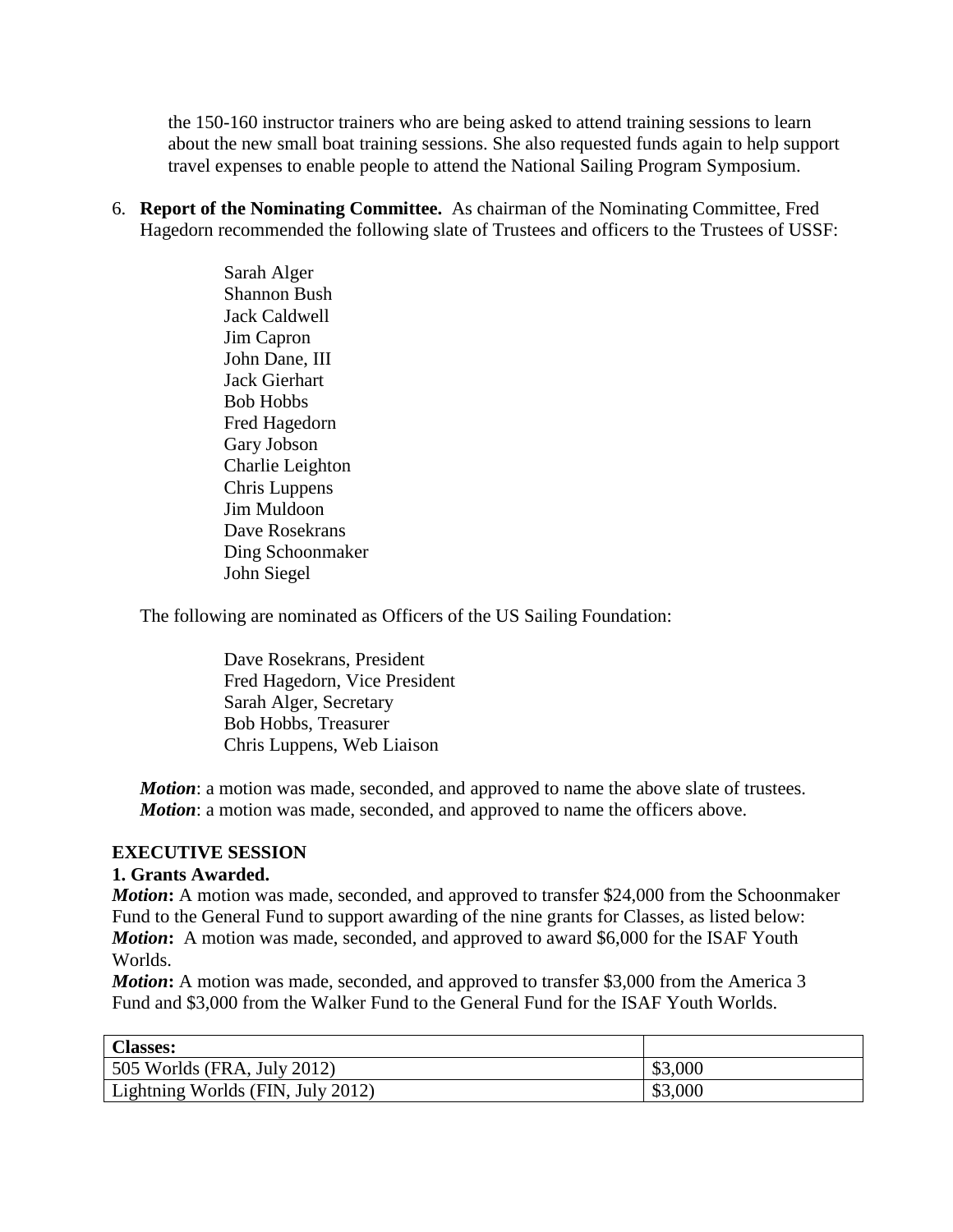the 150-160 instructor trainers who are being asked to attend training sessions to learn about the new small boat training sessions. She also requested funds again to help support travel expenses to enable people to attend the National Sailing Program Symposium.

6. **Report of the Nominating Committee.** As chairman of the Nominating Committee, Fred Hagedorn recommended the following slate of Trustees and officers to the Trustees of USSF:

   Sarah Alger
   Shannon Bush
   Jack Caldwell
   Jim Capron
   John Dane, III
   Jack Gierhart
   Bob Hobbs
   Fred Hagedorn
   Gary Jobson
   Charlie Leighton
   Chris Luppens
   Jim Muldoon
   Dave Rosekrans
   Ding Schoonmaker
   John Siegel

   The following are nominated as Officers of the US Sailing Foundation:

   Dave Rosekrans, President
   Fred Hagedorn, Vice President
   Sarah Alger, Secretary
   Bob Hobbs, Treasurer
   Chris Luppens, Web Liaison

   ***Motion***: a motion was made, seconded, and approved to name the above slate of trustees.
   ***Motion***: a motion was made, seconded, and approved to name the officers above.

**EXECUTIVE SESSION**

**1. Grants Awarded.**

***Motion*:** A motion was made, seconded, and approved to transfer $24,000 from the Schoonmaker Fund to the General Fund to support awarding of the nine grants for Classes, as listed below:
***Motion*:** A motion was made, seconded, and approved to award $6,000 for the ISAF Youth Worlds.
***Motion*:** A motion was made, seconded, and approved to transfer $3,000 from the America 3 Fund and $3,000 from the Walker Fund to the General Fund for the ISAF Youth Worlds.

| **Classes:** | |
|---|---|
| 505 Worlds (FRA, July 2012) | $3,000 |
| Lightning Worlds (FIN, July 2012) | $3,000 |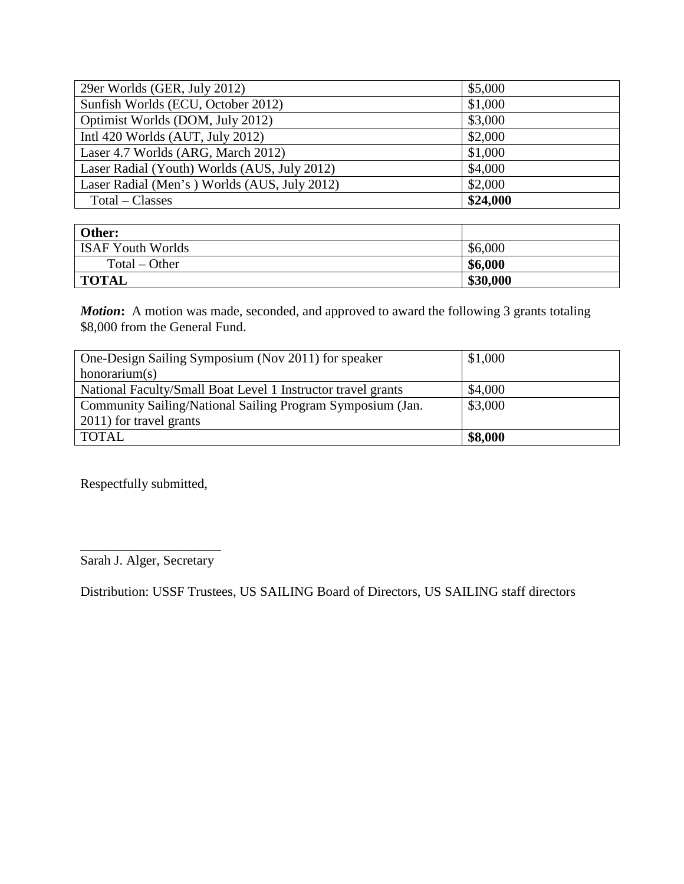| | |
|---|---|
| 29er Worlds (GER, July 2012) | $5,000 |
| Sunfish Worlds (ECU, October 2012) | $1,000 |
| Optimist Worlds (DOM, July 2012) | $3,000 |
| Intl 420 Worlds (AUT, July 2012) | $2,000 |
| Laser 4.7 Worlds (ARG, March 2012) | $1,000 |
| Laser Radial (Youth) Worlds (AUS, July 2012) | $4,000 |
| Laser Radial (Men's ) Worlds (AUS, July 2012) | $2,000 |
| Total – Classes | **$24,000** |

| **Other:** | |
|---|---|
| ISAF Youth Worlds | $6,000 |
| Total – Other | **$6,000** |
| **TOTAL** | **$30,000** |

***Motion*****:** A motion was made, seconded, and approved to award the following 3 grants totaling $8,000 from the General Fund.

| | |
|---|---|
| One-Design Sailing Symposium (Nov 2011) for speaker honorarium(s) | $1,000 |
| National Faculty/Small Boat Level 1 Instructor travel grants | $4,000 |
| Community Sailing/National Sailing Program Symposium (Jan. 2011) for travel grants | $3,000 |
| TOTAL | **$8,000** |

Respectfully submitted,

_____________________
Sarah J. Alger, Secretary

Distribution: USSF Trustees, US SAILING Board of Directors, US SAILING staff directors